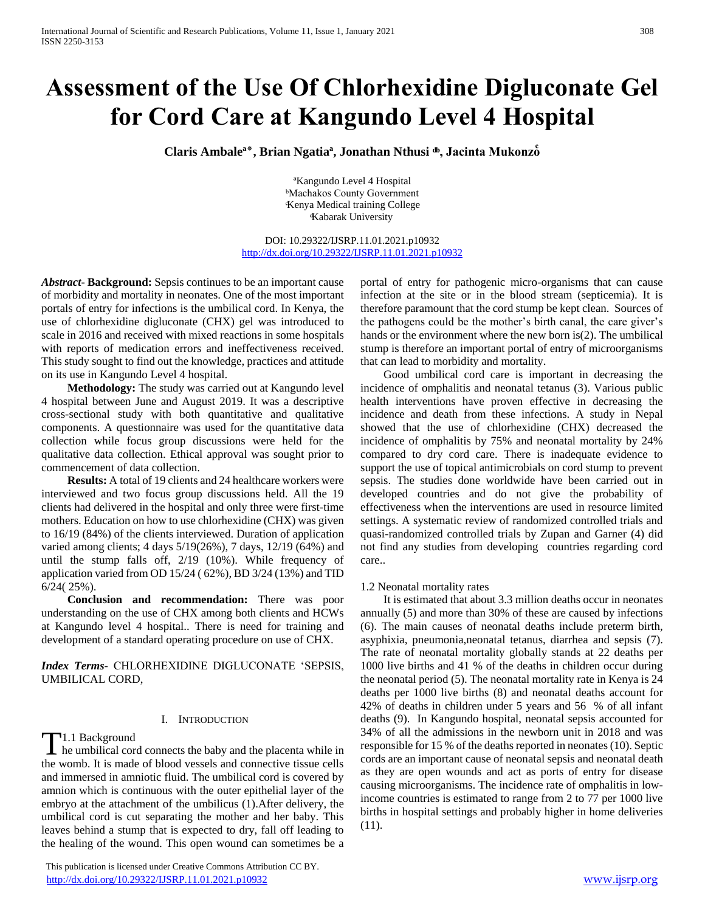# Assessment of the Use Of Chlorhexidine Digluconate Gel for Cord Care at Kangundo Level 4 Hospital

**Claris Ambale[a*], Brian Ngatia[a], Jonathan Nthusi [db], Jacinta Mukonzo[c]**

[a]Kangundo Level 4 Hospital
[b]Machakos County Government
[c]Kenya Medical training College
[d]Kabarak University

DOI: 10.29322/IJSRP.11.01.2021.p10932
http://dx.doi.org/10.29322/IJSRP.11.01.2021.p10932

***Abstract*- Background:** Sepsis continues to be an important cause of morbidity and mortality in neonates. One of the most important portals of entry for infections is the umbilical cord. In Kenya, the use of chlorhexidine digluconate (CHX) gel was introduced to scale in 2016 and received with mixed reactions in some hospitals with reports of medication errors and ineffectiveness received. This study sought to find out the knowledge, practices and attitude on its use in Kangundo Level 4 hospital.

**Methodology:** The study was carried out at Kangundo level 4 hospital between June and August 2019. It was a descriptive cross-sectional study with both quantitative and qualitative components. A questionnaire was used for the quantitative data collection while focus group discussions were held for the qualitative data collection. Ethical approval was sought prior to commencement of data collection.

**Results:** A total of 19 clients and 24 healthcare workers were interviewed and two focus group discussions held. All the 19 clients had delivered in the hospital and only three were first-time mothers. Education on how to use chlorhexidine (CHX) was given to 16/19 (84%) of the clients interviewed. Duration of application varied among clients; 4 days 5/19(26%), 7 days, 12/19 (64%) and until the stump falls off, 2/19 (10%). While frequency of application varied from OD 15/24 ( 62%), BD 3/24 (13%) and TID 6/24( 25%).

**Conclusion and recommendation:** There was poor understanding on the use of CHX among both clients and HCWs at Kangundo level 4 hospital.. There is need for training and development of a standard operating procedure on use of CHX.

***Index Terms***- CHLORHEXIDINE DIGLUCONATE 'SEPSIS, UMBILICAL CORD,

## I. Introduction

### 1.1 Background

The umbilical cord connects the baby and the placenta while in the womb. It is made of blood vessels and connective tissue cells and immersed in amniotic fluid. The umbilical cord is covered by amnion which is continuous with the outer epithelial layer of the embryo at the attachment of the umbilicus (1).After delivery, the umbilical cord is cut separating the mother and her baby. This leaves behind a stump that is expected to dry, fall off leading to the healing of the wound. This open wound can sometimes be a portal of entry for pathogenic micro-organisms that can cause infection at the site or in the blood stream (septicemia). It is therefore paramount that the cord stump be kept clean. Sources of the pathogens could be the mother's birth canal, the care giver's hands or the environment where the new born is(2). The umbilical stump is therefore an important portal of entry of microorganisms that can lead to morbidity and mortality.

Good umbilical cord care is important in decreasing the incidence of omphalitis and neonatal tetanus (3). Various public health interventions have proven effective in decreasing the incidence and death from these infections. A study in Nepal showed that the use of chlorhexidine (CHX) decreased the incidence of omphalitis by 75% and neonatal mortality by 24% compared to dry cord care. There is inadequate evidence to support the use of topical antimicrobials on cord stump to prevent sepsis. The studies done worldwide have been carried out in developed countries and do not give the probability of effectiveness when the interventions are used in resource limited settings. A systematic review of randomized controlled trials and quasi-randomized controlled trials by Zupan and Garner (4) did not find any studies from developing countries regarding cord care..

### 1.2 Neonatal mortality rates

It is estimated that about 3.3 million deaths occur in neonates annually (5) and more than 30% of these are caused by infections (6). The main causes of neonatal deaths include preterm birth, asyphixia, pneumonia,neonatal tetanus, diarrhea and sepsis (7). The rate of neonatal mortality globally stands at 22 deaths per 1000 live births and 41 % of the deaths in children occur during the neonatal period (5). The neonatal mortality rate in Kenya is 24 deaths per 1000 live births (8) and neonatal deaths account for 42% of deaths in children under 5 years and 56 % of all infant deaths (9). In Kangundo hospital, neonatal sepsis accounted for 34% of all the admissions in the newborn unit in 2018 and was responsible for 15 % of the deaths reported in neonates (10). Septic cords are an important cause of neonatal sepsis and neonatal death as they are open wounds and act as ports of entry for disease causing microorganisms. The incidence rate of omphalitis in low-income countries is estimated to range from 2 to 77 per 1000 live births in hospital settings and probably higher in home deliveries (11).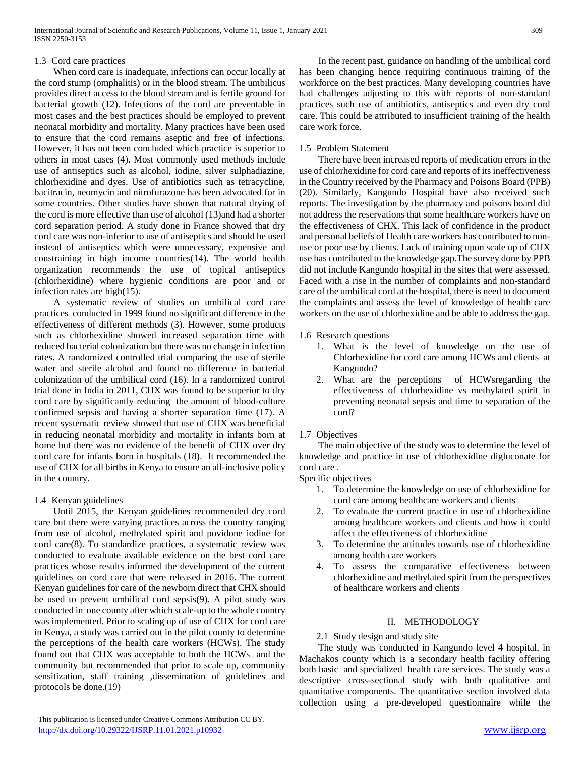### 1.3 Cord care practices

When cord care is inadequate, infections can occur locally at the cord stump (omphalitis) or in the blood stream. The umbilicus provides direct access to the blood stream and is fertile ground for bacterial growth (12). Infections of the cord are preventable in most cases and the best practices should be employed to prevent neonatal morbidity and mortality. Many practices have been used to ensure that the cord remains aseptic and free of infections. However, it has not been concluded which practice is superior to others in most cases (4). Most commonly used methods include use of antiseptics such as alcohol, iodine, silver sulphadiazine, chlorhexidine and dyes. Use of antibiotics such as tetracycline, bacitracin, neomycin and nitrofurazone has been advocated for in some countries. Other studies have shown that natural drying of the cord is more effective than use of alcohol (13)and had a shorter cord separation period. A study done in France showed that dry cord care was non-inferior to use of antiseptics and should be used instead of antiseptics which were unnecessary, expensive and constraining in high income countries(14). The world health organization recommends the use of topical antiseptics (chlorhexidine) where hygienic conditions are poor and or infection rates are high(15).

A systematic review of studies on umbilical cord care practices conducted in 1999 found no significant difference in the effectiveness of different methods (3). However, some products such as chlorhexidine showed increased separation time with reduced bacterial colonization but there was no change in infection rates. A randomized controlled trial comparing the use of sterile water and sterile alcohol and found no difference in bacterial colonization of the umbilical cord (16). In a randomized control trial done in India in 2011, CHX was found to be superior to dry cord care by significantly reducing the amount of blood-culture confirmed sepsis and having a shorter separation time (17). A recent systematic review showed that use of CHX was beneficial in reducing neonatal morbidity and mortality in infants born at home but there was no evidence of the benefit of CHX over dry cord care for infants born in hospitals (18). It recommended the use of CHX for all births in Kenya to ensure an all-inclusive policy in the country.

### 1.4 Kenyan guidelines

Until 2015, the Kenyan guidelines recommended dry cord care but there were varying practices across the country ranging from use of alcohol, methylated spirit and povidone iodine for cord care(8). To standardize practices, a systematic review was conducted to evaluate available evidence on the best cord care practices whose results informed the development of the current guidelines on cord care that were released in 2016. The current Kenyan guidelines for care of the newborn direct that CHX should be used to prevent umbilical cord sepsis(9). A pilot study was conducted in one county after which scale-up to the whole country was implemented. Prior to scaling up of use of CHX for cord care in Kenya, a study was carried out in the pilot county to determine the perceptions of the health care workers (HCWs). The study found out that CHX was acceptable to both the HCWs and the community but recommended that prior to scale up, community sensitization, staff training ,dissemination of guidelines and protocols be done.(19)

In the recent past, guidance on handling of the umbilical cord has been changing hence requiring continuous training of the workforce on the best practices. Many developing countries have had challenges adjusting to this with reports of non-standard practices such use of antibiotics, antiseptics and even dry cord care. This could be attributed to insufficient training of the health care work force.

### 1.5 Problem Statement

There have been increased reports of medication errors in the use of chlorhexidine for cord care and reports of its ineffectiveness in the Country received by the Pharmacy and Poisons Board (PPB) (20). Similarly, Kangundo Hospital have also received such reports. The investigation by the pharmacy and poisons board did not address the reservations that some healthcare workers have on the effectiveness of CHX. This lack of confidence in the product and personal beliefs of Health care workers has contributed to non-use or poor use by clients. Lack of training upon scale up of CHX use has contributed to the knowledge gap.The survey done by PPB did not include Kangundo hospital in the sites that were assessed. Faced with a rise in the number of complaints and non-standard care of the umbilical cord at the hospital, there is need to document the complaints and assess the level of knowledge of health care workers on the use of chlorhexidine and be able to address the gap.

### 1.6 Research questions

1. What is the level of knowledge on the use of Chlorhexidine for cord care among HCWs and clients at Kangundo?
2. What are the perceptions of HCWsregarding the effectiveness of chlorhexidine vs methylated spirit in preventing neonatal sepsis and time to separation of the cord?

### 1.7 Objectives

The main objective of the study was to determine the level of knowledge and practice in use of chlorhexidine digluconate for cord care .

Specific objectives

1. To determine the knowledge on use of chlorhexidine for cord care among healthcare workers and clients
2. To evaluate the current practice in use of chlorhexidine among healthcare workers and clients and how it could affect the effectiveness of chlorhexidine
3. To determine the attitudes towards use of chlorhexidine among health care workers
4. To assess the comparative effectiveness between chlorhexidine and methylated spirit from the perspectives of healthcare workers and clients

## II. METHODOLOGY

### 2.1 Study design and study site

The study was conducted in Kangundo level 4 hospital, in Machakos county which is a secondary health facility offering both basic and specialized health care services. The study was a descriptive cross-sectional study with both qualitative and quantitative components. The quantitative section involved data collection using a pre-developed questionnaire while the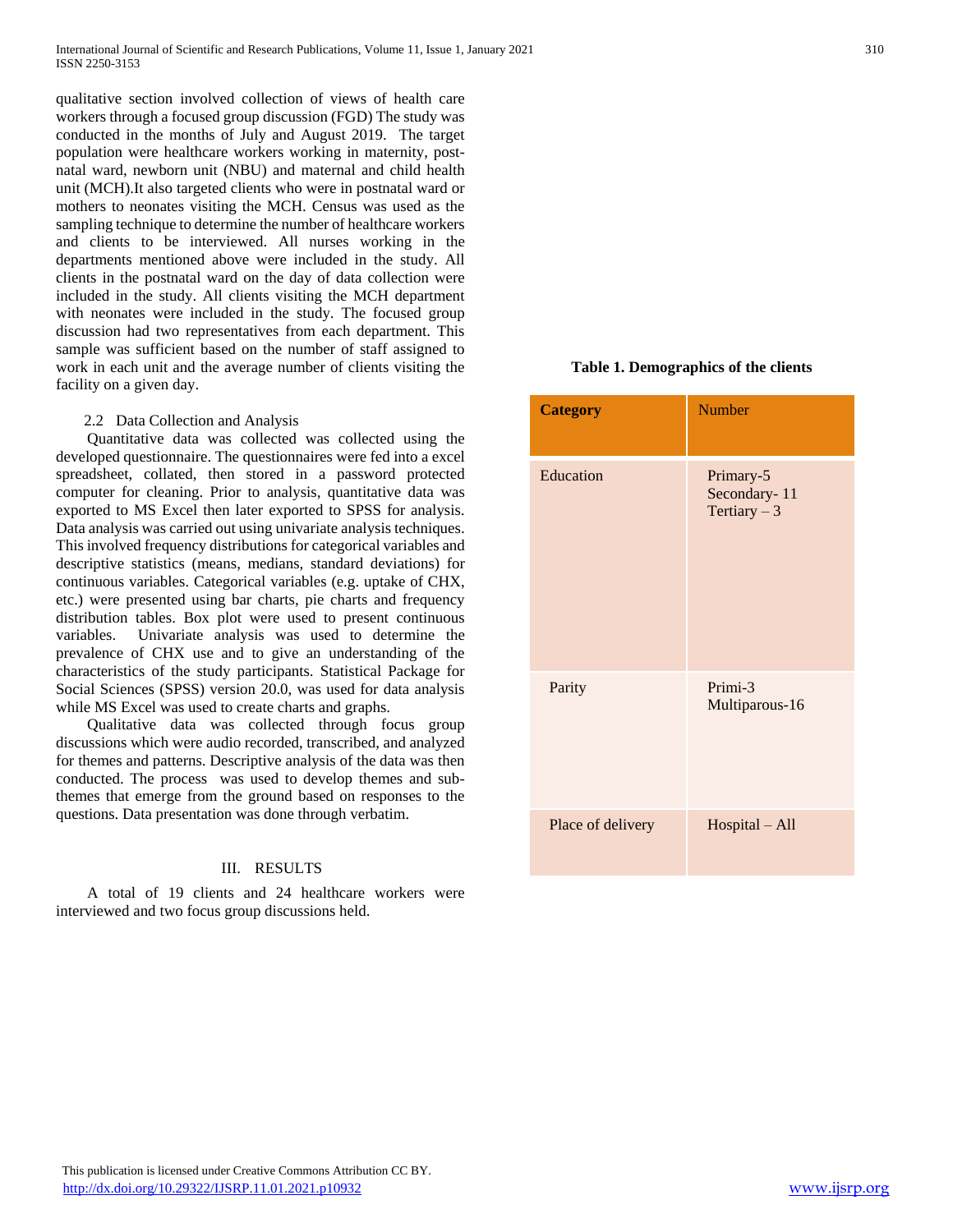qualitative section involved collection of views of health care workers through a focused group discussion (FGD) The study was conducted in the months of July and August 2019. The target population were healthcare workers working in maternity, post-natal ward, newborn unit (NBU) and maternal and child health unit (MCH).It also targeted clients who were in postnatal ward or mothers to neonates visiting the MCH. Census was used as the sampling technique to determine the number of healthcare workers and clients to be interviewed. All nurses working in the departments mentioned above were included in the study. All clients in the postnatal ward on the day of data collection were included in the study. All clients visiting the MCH department with neonates were included in the study. The focused group discussion had two representatives from each department. This sample was sufficient based on the number of staff assigned to work in each unit and the average number of clients visiting the facility on a given day.

### 2.2 Data Collection and Analysis

Quantitative data was collected was collected using the developed questionnaire. The questionnaires were fed into a excel spreadsheet, collated, then stored in a password protected computer for cleaning. Prior to analysis, quantitative data was exported to MS Excel then later exported to SPSS for analysis. Data analysis was carried out using univariate analysis techniques. This involved frequency distributions for categorical variables and descriptive statistics (means, medians, standard deviations) for continuous variables. Categorical variables (e.g. uptake of CHX, etc.) were presented using bar charts, pie charts and frequency distribution tables. Box plot were used to present continuous variables. Univariate analysis was used to determine the prevalence of CHX use and to give an understanding of the characteristics of the study participants. Statistical Package for Social Sciences (SPSS) version 20.0, was used for data analysis while MS Excel was used to create charts and graphs.

Qualitative data was collected through focus group discussions which were audio recorded, transcribed, and analyzed for themes and patterns. Descriptive analysis of the data was then conducted. The process was used to develop themes and sub-themes that emerge from the ground based on responses to the questions. Data presentation was done through verbatim.

## III. RESULTS

A total of 19 clients and 24 healthcare workers were interviewed and two focus group discussions held.

**Table 1. Demographics of the clients**

| **Category** | Number |
|---|---|
| Education | Primary-5<br>Secondary- 11<br>Tertiary – 3 |
| Parity | Primi-3<br>Multiparous-16 |
| Place of delivery | Hospital – All |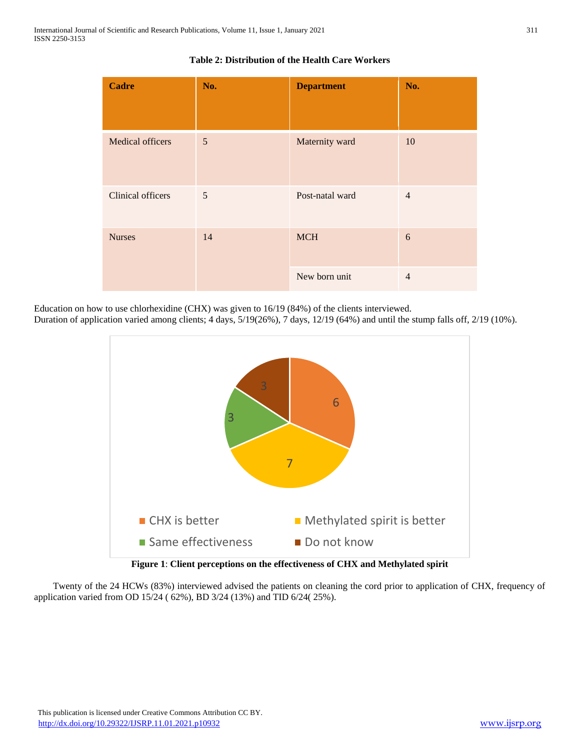**Table 2: Distribution of the Health Care Workers**

| Cadre | No. | Department | No. |
|---|---|---|---|
| Medical officers | 5 | Maternity ward | 10 |
| Clinical officers | 5 | Post-natal ward | 4 |
| Nurses | 14 | MCH | 6 |
| | | New born unit | 4 |

Education on how to use chlorhexidine (CHX) was given to 16/19 (84%) of the clients interviewed.
Duration of application varied among clients; 4 days, 5/19(26%), 7 days, 12/19 (64%) and until the stump falls off, 2/19 (10%).

**Figure 1**: **Client perceptions on the effectiveness of CHX and Methylated spirit**

Twenty of the 24 HCWs (83%) interviewed advised the patients on cleaning the cord prior to application of CHX, frequency of application varied from OD 15/24 ( 62%), BD 3/24 (13%) and TID 6/24( 25%).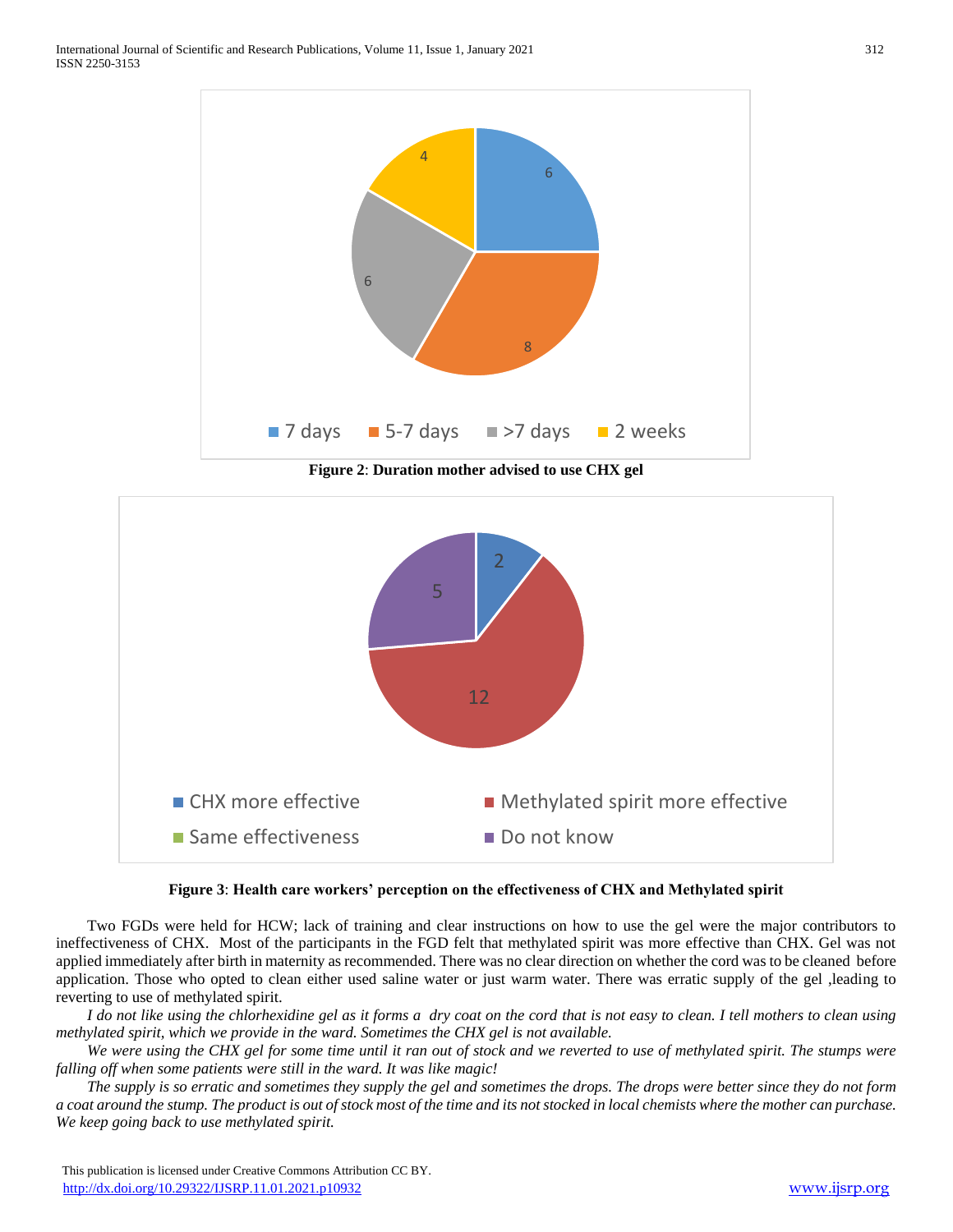**Figure 2**: **Duration mother advised to use CHX gel**

**Figure 3**: **Health care workers' perception on the effectiveness of CHX and Methylated spirit**

Two FGDs were held for HCW; lack of training and clear instructions on how to use the gel were the major contributors to ineffectiveness of CHX. Most of the participants in the FGD felt that methylated spirit was more effective than CHX. Gel was not applied immediately after birth in maternity as recommended. There was no clear direction on whether the cord was to be cleaned before application. Those who opted to clean either used saline water or just warm water. There was erratic supply of the gel ,leading to reverting to use of methylated spirit.

*I do not like using the chlorhexidine gel as it forms a dry coat on the cord that is not easy to clean. I tell mothers to clean using methylated spirit, which we provide in the ward. Sometimes the CHX gel is not available.*

*We were using the CHX gel for some time until it ran out of stock and we reverted to use of methylated spirit. The stumps were falling off when some patients were still in the ward. It was like magic!*

*The supply is so erratic and sometimes they supply the gel and sometimes the drops. The drops were better since they do not form a coat around the stump. The product is out of stock most of the time and its not stocked in local chemists where the mother can purchase. We keep going back to use methylated spirit.*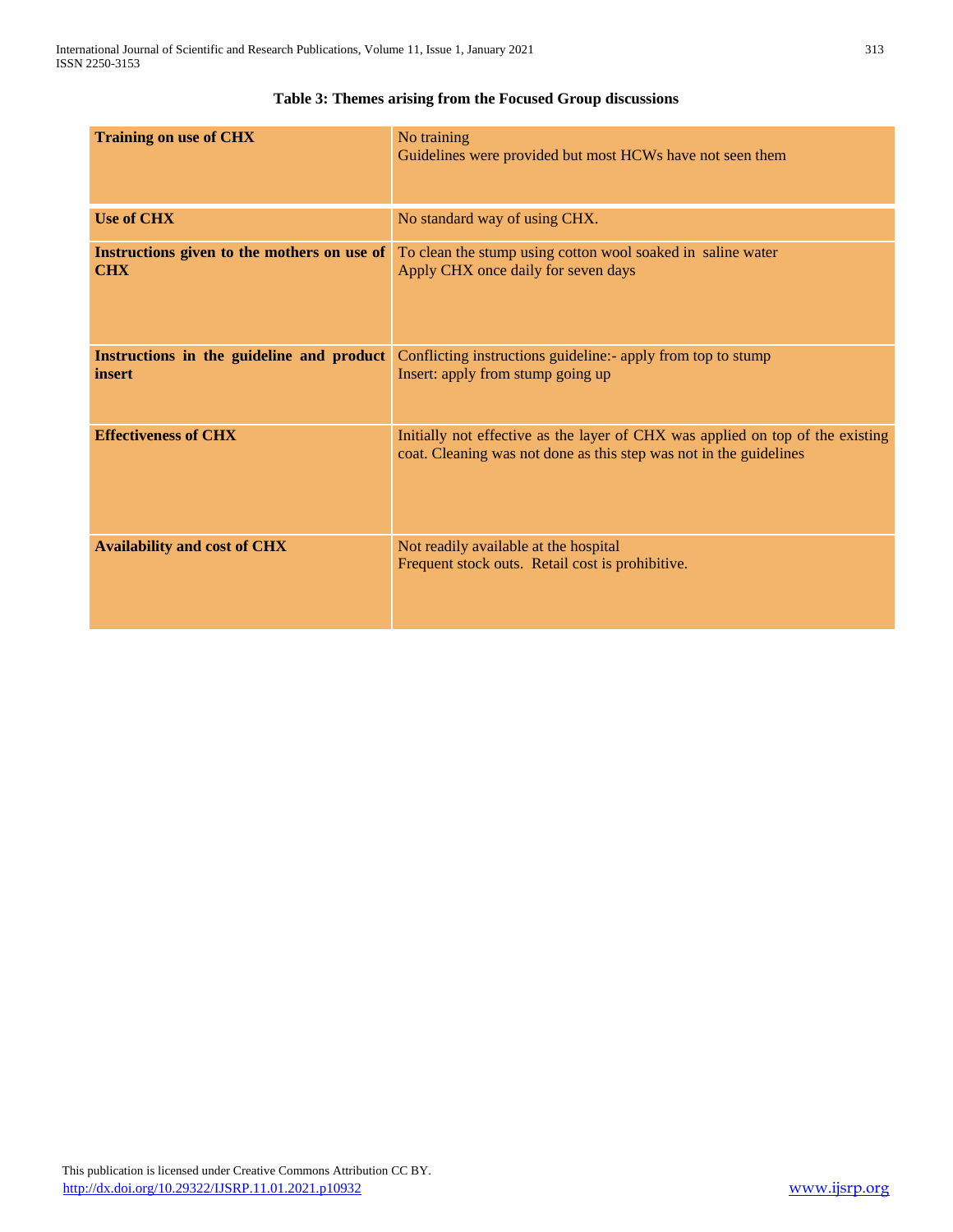**Table 3: Themes arising from the Focused Group discussions**

| | |
|---|---|
| **Training on use of CHX** | No training<br>Guidelines were provided but most HCWs have not seen them |
| **Use of CHX** | No standard way of using CHX. |
| **Instructions given to the mothers on use of CHX** | To clean the stump using cotton wool soaked in saline water<br>Apply CHX once daily for seven days |
| **Instructions in the guideline and product insert** | Conflicting instructions guideline:- apply from top to stump<br>Insert: apply from stump going up |
| **Effectiveness of CHX** | Initially not effective as the layer of CHX was applied on top of the existing coat. Cleaning was not done as this step was not in the guidelines |
| **Availability and cost of CHX** | Not readily available at the hospital<br>Frequent stock outs. Retail cost is prohibitive. |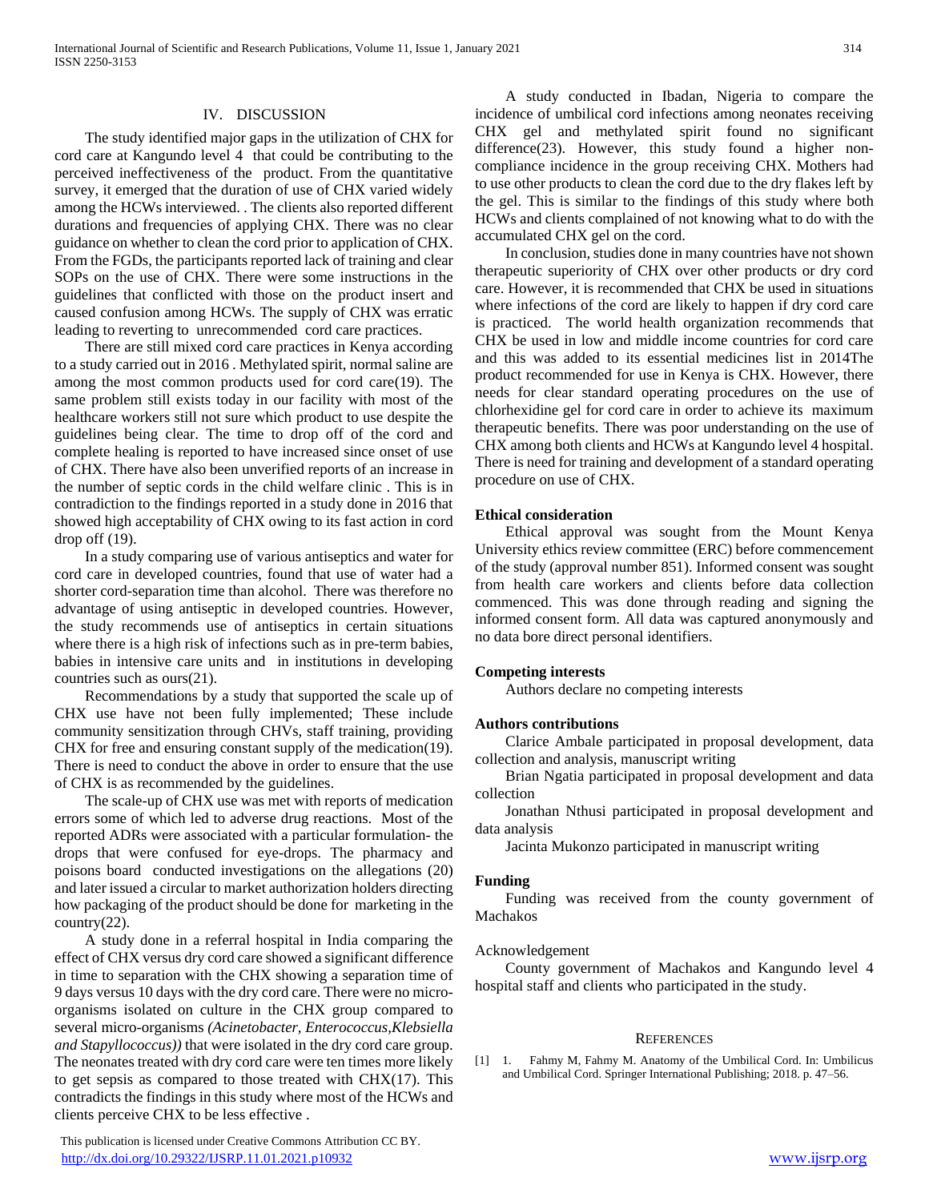## IV. DISCUSSION

The study identified major gaps in the utilization of CHX for cord care at Kangundo level 4 that could be contributing to the perceived ineffectiveness of the product. From the quantitative survey, it emerged that the duration of use of CHX varied widely among the HCWs interviewed. . The clients also reported different durations and frequencies of applying CHX. There was no clear guidance on whether to clean the cord prior to application of CHX. From the FGDs, the participants reported lack of training and clear SOPs on the use of CHX. There were some instructions in the guidelines that conflicted with those on the product insert and caused confusion among HCWs. The supply of CHX was erratic leading to reverting to unrecommended cord care practices.

There are still mixed cord care practices in Kenya according to a study carried out in 2016 . Methylated spirit, normal saline are among the most common products used for cord care(19). The same problem still exists today in our facility with most of the healthcare workers still not sure which product to use despite the guidelines being clear. The time to drop off of the cord and complete healing is reported to have increased since onset of use of CHX. There have also been unverified reports of an increase in the number of septic cords in the child welfare clinic . This is in contradiction to the findings reported in a study done in 2016 that showed high acceptability of CHX owing to its fast action in cord drop off (19).

In a study comparing use of various antiseptics and water for cord care in developed countries, found that use of water had a shorter cord-separation time than alcohol. There was therefore no advantage of using antiseptic in developed countries. However, the study recommends use of antiseptics in certain situations where there is a high risk of infections such as in pre-term babies, babies in intensive care units and in institutions in developing countries such as ours(21).

Recommendations by a study that supported the scale up of CHX use have not been fully implemented; These include community sensitization through CHVs, staff training, providing CHX for free and ensuring constant supply of the medication(19). There is need to conduct the above in order to ensure that the use of CHX is as recommended by the guidelines.

The scale-up of CHX use was met with reports of medication errors some of which led to adverse drug reactions. Most of the reported ADRs were associated with a particular formulation- the drops that were confused for eye-drops. The pharmacy and poisons board conducted investigations on the allegations (20) and later issued a circular to market authorization holders directing how packaging of the product should be done for marketing in the country(22).

A study done in a referral hospital in India comparing the effect of CHX versus dry cord care showed a significant difference in time to separation with the CHX showing a separation time of 9 days versus 10 days with the dry cord care. There were no micro-organisms isolated on culture in the CHX group compared to several micro-organisms *(Acinetobacter, Enterococcus,Klebsiella and Stapyllococcus))* that were isolated in the dry cord care group. The neonates treated with dry cord care were ten times more likely to get sepsis as compared to those treated with CHX(17). This contradicts the findings in this study where most of the HCWs and clients perceive CHX to be less effective .

A study conducted in Ibadan, Nigeria to compare the incidence of umbilical cord infections among neonates receiving CHX gel and methylated spirit found no significant difference(23). However, this study found a higher non-compliance incidence in the group receiving CHX. Mothers had to use other products to clean the cord due to the dry flakes left by the gel. This is similar to the findings of this study where both HCWs and clients complained of not knowing what to do with the accumulated CHX gel on the cord.

In conclusion, studies done in many countries have not shown therapeutic superiority of CHX over other products or dry cord care. However, it is recommended that CHX be used in situations where infections of the cord are likely to happen if dry cord care is practiced. The world health organization recommends that CHX be used in low and middle income countries for cord care and this was added to its essential medicines list in 2014The product recommended for use in Kenya is CHX. However, there needs for clear standard operating procedures on the use of chlorhexidine gel for cord care in order to achieve its maximum therapeutic benefits. There was poor understanding on the use of CHX among both clients and HCWs at Kangundo level 4 hospital. There is need for training and development of a standard operating procedure on use of CHX.

**Ethical consideration**

Ethical approval was sought from the Mount Kenya University ethics review committee (ERC) before commencement of the study (approval number 851). Informed consent was sought from health care workers and clients before data collection commenced. This was done through reading and signing the informed consent form. All data was captured anonymously and no data bore direct personal identifiers.

**Competing interests**

Authors declare no competing interests

**Authors contributions**

Clarice Ambale participated in proposal development, data collection and analysis, manuscript writing

Brian Ngatia participated in proposal development and data collection

Jonathan Nthusi participated in proposal development and data analysis

Jacinta Mukonzo participated in manuscript writing

**Funding**

Funding was received from the county government of Machakos

Acknowledgement

County government of Machakos and Kangundo level 4 hospital staff and clients who participated in the study.

REFERENCES

[1] 1. Fahmy M, Fahmy M. Anatomy of the Umbilical Cord. In: Umbilicus and Umbilical Cord. Springer International Publishing; 2018. p. 47–56.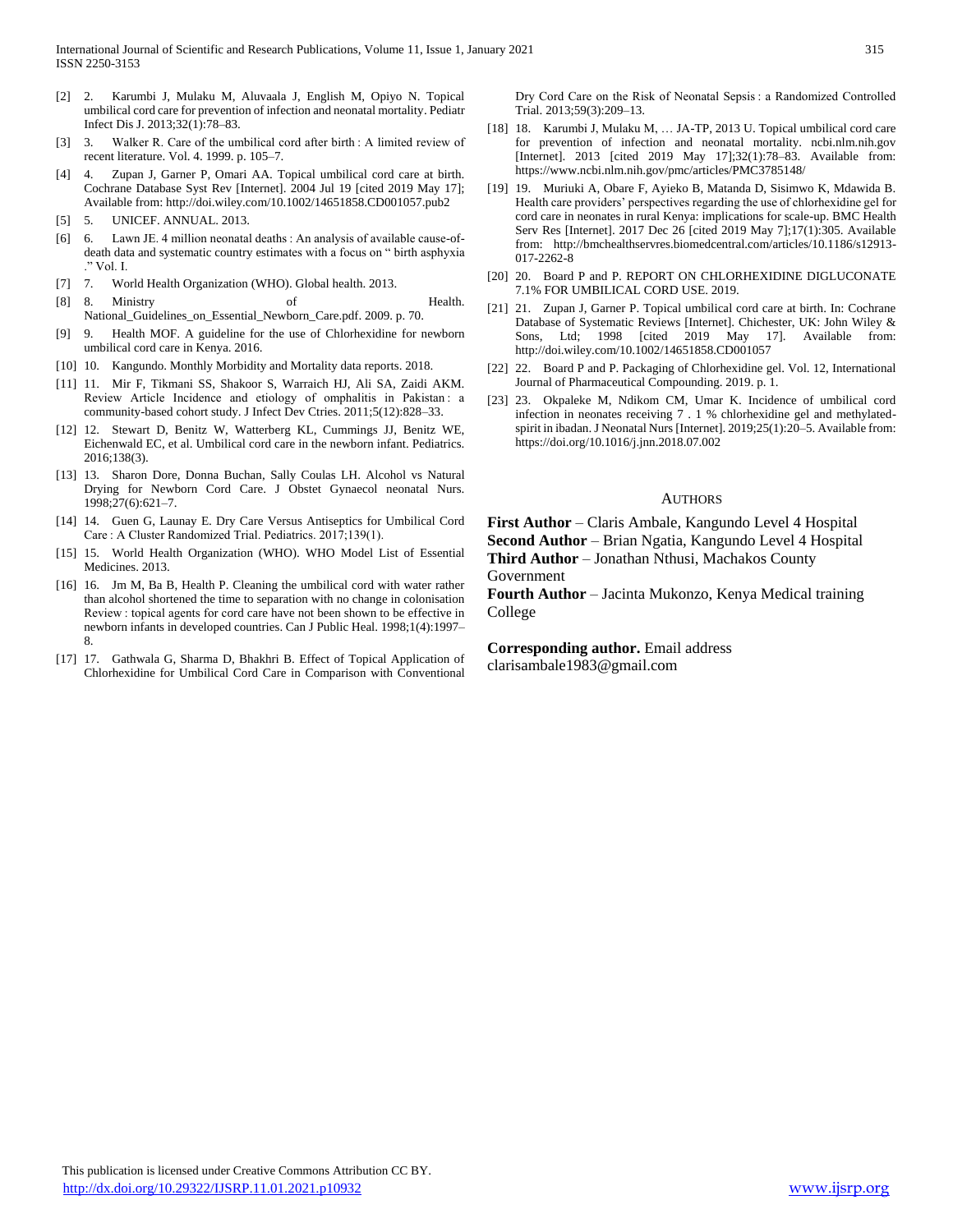[2] 2. Karumbi J, Mulaku M, Aluvaala J, English M, Opiyo N. Topical umbilical cord care for prevention of infection and neonatal mortality. Pediatr Infect Dis J. 2013;32(1):78–83.

[3] 3. Walker R. Care of the umbilical cord after birth : A limited review of recent literature. Vol. 4. 1999. p. 105–7.

[4] 4. Zupan J, Garner P, Omari AA. Topical umbilical cord care at birth. Cochrane Database Syst Rev [Internet]. 2004 Jul 19 [cited 2019 May 17]; Available from: http://doi.wiley.com/10.1002/14651858.CD001057.pub2

[5] 5. UNICEF. ANNUAL. 2013.

[6] 6. Lawn JE. 4 million neonatal deaths : An analysis of available cause-of-death data and systematic country estimates with a focus on " birth asphyxia ." Vol. I.

[7] 7. World Health Organization (WHO). Global health. 2013.

[8] 8. Ministry of Health. National_Guidelines_on_Essential_Newborn_Care.pdf. 2009. p. 70.

[9] 9. Health MOF. A guideline for the use of Chlorhexidine for newborn umbilical cord care in Kenya. 2016.

[10] 10. Kangundo. Monthly Morbidity and Mortality data reports. 2018.

[11] 11. Mir F, Tikmani SS, Shakoor S, Warraich HJ, Ali SA, Zaidi AKM. Review Article Incidence and etiology of omphalitis in Pakistan : a community-based cohort study. J Infect Dev Ctries. 2011;5(12):828–33.

[12] 12. Stewart D, Benitz W, Watterberg KL, Cummings JJ, Benitz WE, Eichenwald EC, et al. Umbilical cord care in the newborn infant. Pediatrics. 2016;138(3).

[13] 13. Sharon Dore, Donna Buchan, Sally Coulas LH. Alcohol vs Natural Drying for Newborn Cord Care. J Obstet Gynaecol neonatal Nurs. 1998;27(6):621–7.

[14] 14. Guen G, Launay E. Dry Care Versus Antiseptics for Umbilical Cord Care : A Cluster Randomized Trial. Pediatrics. 2017;139(1).

[15] 15. World Health Organization (WHO). WHO Model List of Essential Medicines. 2013.

[16] 16. Jm M, Ba B, Health P. Cleaning the umbilical cord with water rather than alcohol shortened the time to separation with no change in colonisation Review : topical agents for cord care have not been shown to be effective in newborn infants in developed countries. Can J Public Heal. 1998;1(4):1997–8.

[17] 17. Gathwala G, Sharma D, Bhakhri B. Effect of Topical Application of Chlorhexidine for Umbilical Cord Care in Comparison with Conventional Dry Cord Care on the Risk of Neonatal Sepsis : a Randomized Controlled Trial. 2013;59(3):209–13.

[18] 18. Karumbi J, Mulaku M, … JA-TP, 2013 U. Topical umbilical cord care for prevention of infection and neonatal mortality. ncbi.nlm.nih.gov [Internet]. 2013 [cited 2019 May 17];32(1):78–83. Available from: https://www.ncbi.nlm.nih.gov/pmc/articles/PMC3785148/

[19] 19. Muriuki A, Obare F, Ayieko B, Matanda D, Sisimwo K, Mdawida B. Health care providers' perspectives regarding the use of chlorhexidine gel for cord care in neonates in rural Kenya: implications for scale-up. BMC Health Serv Res [Internet]. 2017 Dec 26 [cited 2019 May 7];17(1):305. Available from: http://bmchealthservres.biomedcentral.com/articles/10.1186/s12913-017-2262-8

[20] 20. Board P and P. REPORT ON CHLORHEXIDINE DIGLUCONATE 7.1% FOR UMBILICAL CORD USE. 2019.

[21] 21. Zupan J, Garner P. Topical umbilical cord care at birth. In: Cochrane Database of Systematic Reviews [Internet]. Chichester, UK: John Wiley & Sons, Ltd; 1998 [cited 2019 May 17]. Available from: http://doi.wiley.com/10.1002/14651858.CD001057

[22] 22. Board P and P. Packaging of Chlorhexidine gel. Vol. 12, International Journal of Pharmaceutical Compounding. 2019. p. 1.

[23] 23. Okpaleke M, Ndikom CM, Umar K. Incidence of umbilical cord infection in neonates receiving 7 . 1 % chlorhexidine gel and methylated-spirit in ibadan. J Neonatal Nurs [Internet]. 2019;25(1):20–5. Available from: https://doi.org/10.1016/j.jnn.2018.07.002

## AUTHORS

**First Author** – Claris Ambale, Kangundo Level 4 Hospital
**Second Author** – Brian Ngatia, Kangundo Level 4 Hospital
**Third Author** – Jonathan Nthusi, Machakos County Government
**Fourth Author** – Jacinta Mukonzo, Kenya Medical training College

**Corresponding author.** Email address clarisambale1983@gmail.com